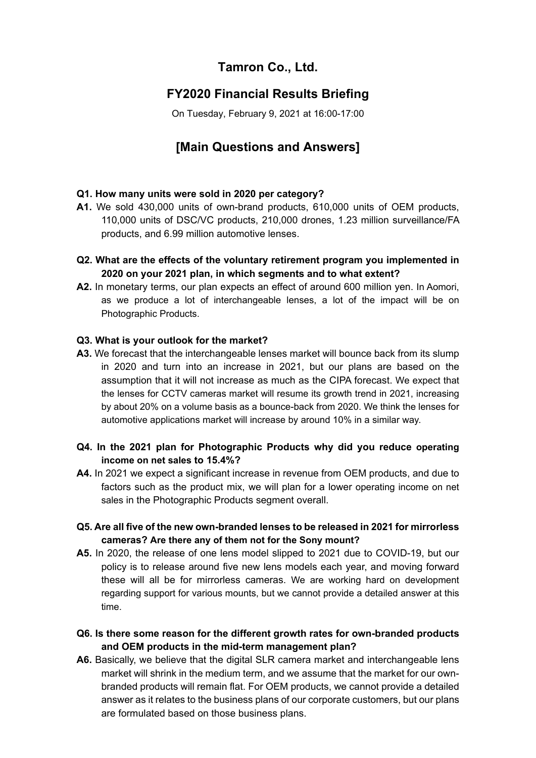# Tamron Co., Ltd.

## FY2020 Financial Results Briefing

On Tuesday, February 9, 2021 at 16:00-17:00

## [Main Questions and Answers]

**Q1. How many units were sold in 2020 per category?**

**A1.** We sold 430,000 units of own-brand products, 610,000 units of OEM products, 110,000 units of DSC/VC products, 210,000 drones, 1.23 million surveillance/FA products, and 6.99 million automotive lenses.

**Q2. What are the effects of the voluntary retirement program you implemented in 2020 on your 2021 plan, in which segments and to what extent?**

**A2.** In monetary terms, our plan expects an effect of around 600 million yen. In Aomori, as we produce a lot of interchangeable lenses, a lot of the impact will be on Photographic Products.

**Q3. What is your outlook for the market?**

**A3.** We forecast that the interchangeable lenses market will bounce back from its slump in 2020 and turn into an increase in 2021, but our plans are based on the assumption that it will not increase as much as the CIPA forecast. We expect that the lenses for CCTV cameras market will resume its growth trend in 2021, increasing by about 20% on a volume basis as a bounce-back from 2020. We think the lenses for automotive applications market will increase by around 10% in a similar way.

**Q4. In the 2021 plan for Photographic Products why did you reduce operating income on net sales to 15.4%?**

**A4.** In 2021 we expect a significant increase in revenue from OEM products, and due to factors such as the product mix, we will plan for a lower operating income on net sales in the Photographic Products segment overall.

**Q5. Are all five of the new own-branded lenses to be released in 2021 for mirrorless cameras? Are there any of them not for the Sony mount?**

**A5.** In 2020, the release of one lens model slipped to 2021 due to COVID-19, but our policy is to release around five new lens models each year, and moving forward these will all be for mirrorless cameras. We are working hard on development regarding support for various mounts, but we cannot provide a detailed answer at this time.

**Q6. Is there some reason for the different growth rates for own-branded products and OEM products in the mid-term management plan?**

**A6.** Basically, we believe that the digital SLR camera market and interchangeable lens market will shrink in the medium term, and we assume that the market for our own-branded products will remain flat. For OEM products, we cannot provide a detailed answer as it relates to the business plans of our corporate customers, but our plans are formulated based on those business plans.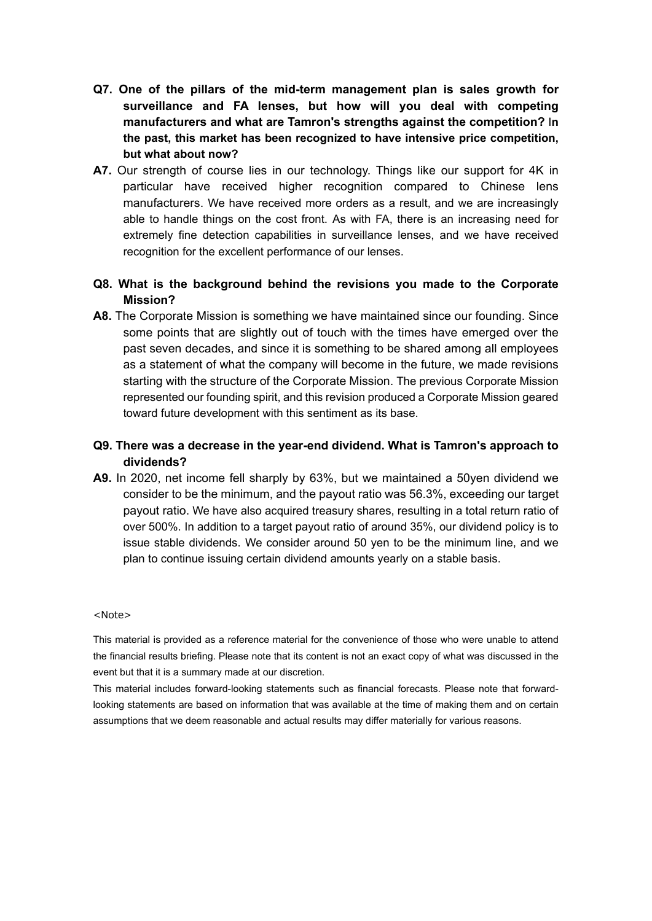**Q7. One of the pillars of the mid-term management plan is sales growth for surveillance and FA lenses, but how will you deal with competing manufacturers and what are Tamron's strengths against the competition? In the past, this market has been recognized to have intensive price competition, but what about now?**

**A7.** Our strength of course lies in our technology. Things like our support for 4K in particular have received higher recognition compared to Chinese lens manufacturers. We have received more orders as a result, and we are increasingly able to handle things on the cost front. As with FA, there is an increasing need for extremely fine detection capabilities in surveillance lenses, and we have received recognition for the excellent performance of our lenses.

**Q8. What is the background behind the revisions you made to the Corporate Mission?**

**A8.** The Corporate Mission is something we have maintained since our founding. Since some points that are slightly out of touch with the times have emerged over the past seven decades, and since it is something to be shared among all employees as a statement of what the company will become in the future, we made revisions starting with the structure of the Corporate Mission. The previous Corporate Mission represented our founding spirit, and this revision produced a Corporate Mission geared toward future development with this sentiment as its base.

**Q9. There was a decrease in the year-end dividend. What is Tamron's approach to dividends?**

**A9.** In 2020, net income fell sharply by 63%, but we maintained a 50yen dividend we consider to be the minimum, and the payout ratio was 56.3%, exceeding our target payout ratio. We have also acquired treasury shares, resulting in a total return ratio of over 500%. In addition to a target payout ratio of around 35%, our dividend policy is to issue stable dividends. We consider around 50 yen to be the minimum line, and we plan to continue issuing certain dividend amounts yearly on a stable basis.

<Note>

This material is provided as a reference material for the convenience of those who were unable to attend the financial results briefing. Please note that its content is not an exact copy of what was discussed in the event but that it is a summary made at our discretion.

This material includes forward-looking statements such as financial forecasts. Please note that forward-looking statements are based on information that was available at the time of making them and on certain assumptions that we deem reasonable and actual results may differ materially for various reasons.